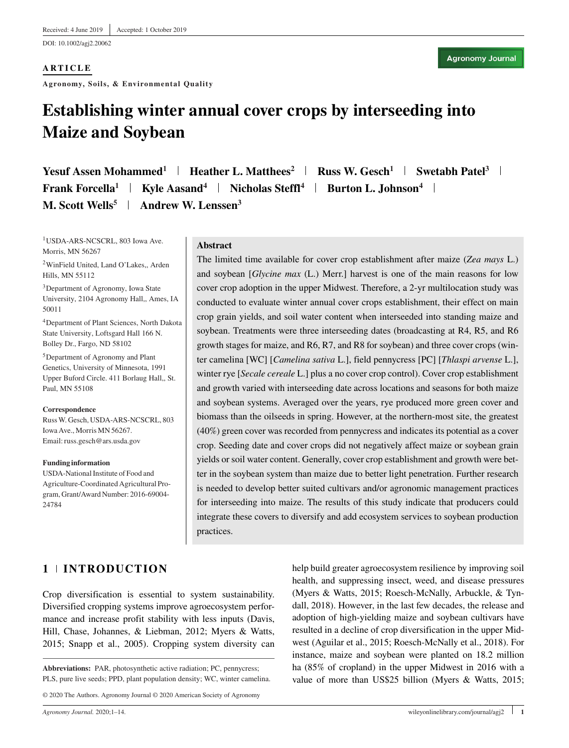Received: 4 June 2019 | Accepted: 1 October 2019

DOI: 10.1002/agj2.20062

**ARTICLE**

**Agronomy, Soils, & Environmental Quality**

# Establishing winter annual cover crops by interseeding into Maize and Soybean

**Yesuf Assen Mohammed[1] | Heather L. Matthees[2] | Russ W. Gesch[1] | Swetabh Patel[3] | Frank Forcella[1] | Kyle Aasand[4] | Nicholas Steffl[4] | Burton L. Johnson[4] | M. Scott Wells[5] | Andrew W. Lenssen[3]**

[1]USDA-ARS-NCSCRL, 803 Iowa Ave. Morris, MN 56267

[2]WinField United, Land O'Lakes,, Arden Hills, MN 55112

[3]Department of Agronomy, Iowa State University, 2104 Agronomy Hall,, Ames, IA 50011

[4]Department of Plant Sciences, North Dakota State University, Loftsgard Hall 166 N. Bolley Dr., Fargo, ND 58102

[5]Department of Agronomy and Plant Genetics, University of Minnesota, 1991 Upper Buford Circle. 411 Borlaug Hall,, St. Paul, MN 55108

**Correspondence**

Russ W. Gesch, USDA-ARS-NCSCRL, 803 Iowa Ave., Morris MN 56267.
Email: russ.gesch@ars.usda.gov

**Funding information**

USDA-National Institute of Food and Agriculture-Coordinated Agricultural Program, Grant/Award Number: 2016-69004-24784

## Abstract

The limited time available for cover crop establishment after maize (*Zea mays* L.) and soybean [*Glycine max* (L.) Merr.] harvest is one of the main reasons for low cover crop adoption in the upper Midwest. Therefore, a 2-yr multilocation study was conducted to evaluate winter annual cover crops establishment, their effect on main crop grain yields, and soil water content when interseeded into standing maize and soybean. Treatments were three interseeding dates (broadcasting at R4, R5, and R6 growth stages for maize, and R6, R7, and R8 for soybean) and three cover crops (winter camelina [WC] [*Camelina sativa* L.], field pennycress [PC] [*Thlaspi arvense* L.], winter rye [*Secale cereale* L.] plus a no cover crop control). Cover crop establishment and growth varied with interseeding date across locations and seasons for both maize and soybean systems. Averaged over the years, rye produced more green cover and biomass than the oilseeds in spring. However, at the northern-most site, the greatest (40%) green cover was recorded from pennycress and indicates its potential as a cover crop. Seeding date and cover crops did not negatively affect maize or soybean grain yields or soil water content. Generally, cover crop establishment and growth were better in the soybean system than maize due to better light penetration. Further research is needed to develop better suited cultivars and/or agronomic management practices for interseeding into maize. The results of this study indicate that producers could integrate these covers to diversify and add ecosystem services to soybean production practices.

## 1 | INTRODUCTION

Crop diversification is essential to system sustainability. Diversified cropping systems improve agroecosystem performance and increase profit stability with less inputs (Davis, Hill, Chase, Johannes, & Liebman, 2012; Myers & Watts, 2015; Snapp et al., 2005). Cropping system diversity can help build greater agroecosystem resilience by improving soil health, and suppressing insect, weed, and disease pressures (Myers & Watts, 2015; Roesch-McNally, Arbuckle, & Tyndall, 2018). However, in the last few decades, the release and adoption of high-yielding maize and soybean cultivars have resulted in a decline of crop diversification in the upper Midwest (Aguilar et al., 2015; Roesch-McNally et al., 2018). For instance, maize and soybean were planted on 18.2 million ha (85% of cropland) in the upper Midwest in 2016 with a value of more than US$25 billion (Myers & Watts, 2015;

**Abbreviations:** PAR, photosynthetic active radiation; PC, pennycress; PLS, pure live seeds; PPD, plant population density; WC, winter camelina.

© 2020 The Authors. Agronomy Journal © 2020 American Society of Agronomy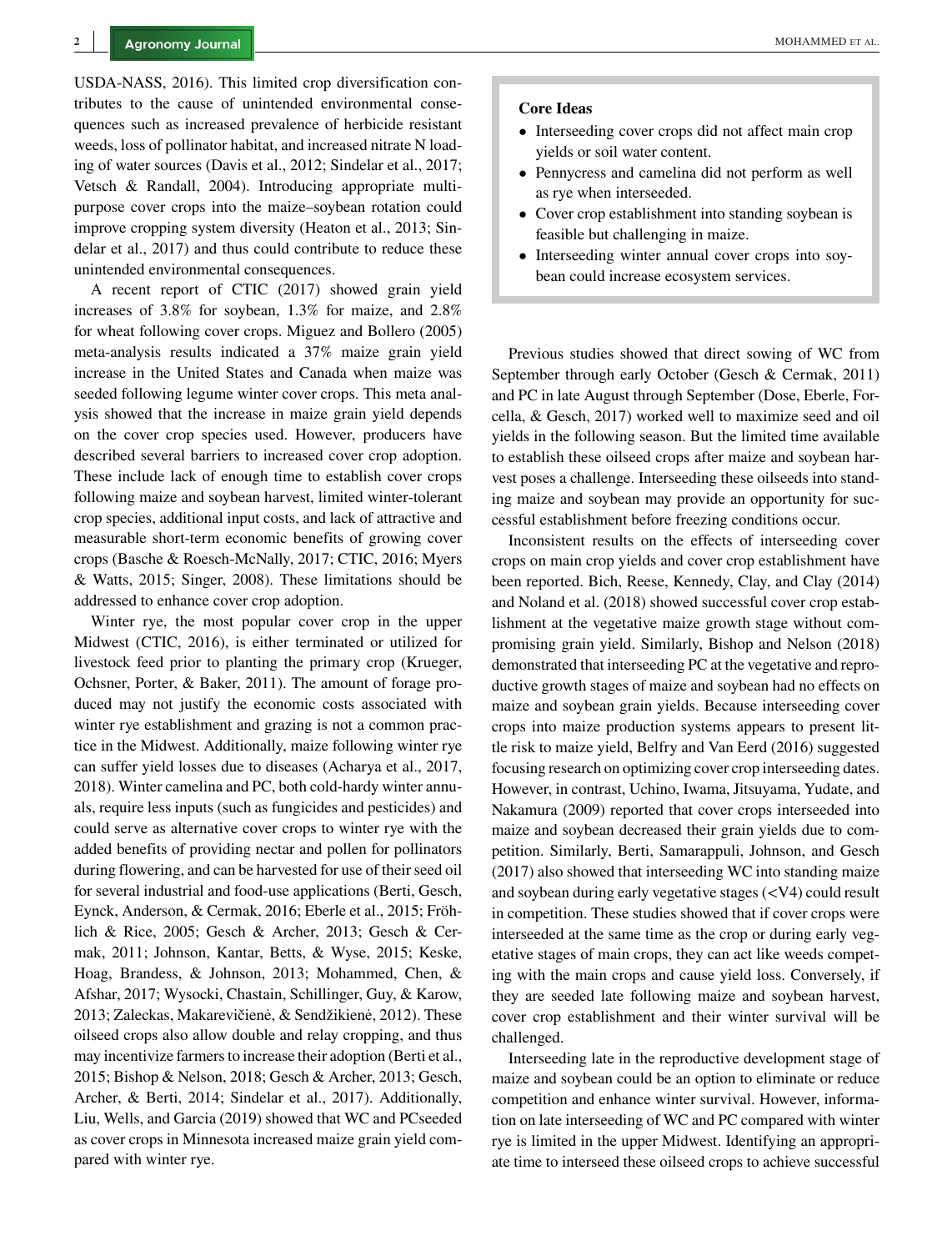USDA-NASS, 2016). This limited crop diversification contributes to the cause of unintended environmental consequences such as increased prevalence of herbicide resistant weeds, loss of pollinator habitat, and increased nitrate N loading of water sources (Davis et al., 2012; Sindelar et al., 2017; Vetsch & Randall, 2004). Introducing appropriate multipurpose cover crops into the maize–soybean rotation could improve cropping system diversity (Heaton et al., 2013; Sindelar et al., 2017) and thus could contribute to reduce these unintended environmental consequences.

A recent report of CTIC (2017) showed grain yield increases of 3.8% for soybean, 1.3% for maize, and 2.8% for wheat following cover crops. Miguez and Bollero (2005) meta-analysis results indicated a 37% maize grain yield increase in the United States and Canada when maize was seeded following legume winter cover crops. This meta analysis showed that the increase in maize grain yield depends on the cover crop species used. However, producers have described several barriers to increased cover crop adoption. These include lack of enough time to establish cover crops following maize and soybean harvest, limited winter-tolerant crop species, additional input costs, and lack of attractive and measurable short-term economic benefits of growing cover crops (Basche & Roesch-McNally, 2017; CTIC, 2016; Myers & Watts, 2015; Singer, 2008). These limitations should be addressed to enhance cover crop adoption.

Winter rye, the most popular cover crop in the upper Midwest (CTIC, 2016), is either terminated or utilized for livestock feed prior to planting the primary crop (Krueger, Ochsner, Porter, & Baker, 2011). The amount of forage produced may not justify the economic costs associated with winter rye establishment and grazing is not a common practice in the Midwest. Additionally, maize following winter rye can suffer yield losses due to diseases (Acharya et al., 2017, 2018). Winter camelina and PC, both cold-hardy winter annuals, require less inputs (such as fungicides and pesticides) and could serve as alternative cover crops to winter rye with the added benefits of providing nectar and pollen for pollinators during flowering, and can be harvested for use of their seed oil for several industrial and food-use applications (Berti, Gesch, Eynck, Anderson, & Cermak, 2016; Eberle et al., 2015; Fröhlich & Rice, 2005; Gesch & Archer, 2013; Gesch & Cermak, 2011; Johnson, Kantar, Betts, & Wyse, 2015; Keske, Hoag, Brandess, & Johnson, 2013; Mohammed, Chen, & Afshar, 2017; Wysocki, Chastain, Schillinger, Guy, & Karow, 2013; Zaleckas, Makarevičienė, & Sendžikienė, 2012). These oilseed crops also allow double and relay cropping, and thus may incentivize farmers to increase their adoption (Berti et al., 2015; Bishop & Nelson, 2018; Gesch & Archer, 2013; Gesch, Archer, & Berti, 2014; Sindelar et al., 2017). Additionally, Liu, Wells, and Garcia (2019) showed that WC and PCseeded as cover crops in Minnesota increased maize grain yield compared with winter rye.

**Core Ideas**

- Interseeding cover crops did not affect main crop yields or soil water content.
- Pennycress and camelina did not perform as well as rye when interseeded.
- Cover crop establishment into standing soybean is feasible but challenging in maize.
- Interseeding winter annual cover crops into soybean could increase ecosystem services.

Previous studies showed that direct sowing of WC from September through early October (Gesch & Cermak, 2011) and PC in late August through September (Dose, Eberle, Forcella, & Gesch, 2017) worked well to maximize seed and oil yields in the following season. But the limited time available to establish these oilseed crops after maize and soybean harvest poses a challenge. Interseeding these oilseeds into standing maize and soybean may provide an opportunity for successful establishment before freezing conditions occur.

Inconsistent results on the effects of interseeding cover crops on main crop yields and cover crop establishment have been reported. Bich, Reese, Kennedy, Clay, and Clay (2014) and Noland et al. (2018) showed successful cover crop establishment at the vegetative maize growth stage without compromising grain yield. Similarly, Bishop and Nelson (2018) demonstrated that interseeding PC at the vegetative and reproductive growth stages of maize and soybean had no effects on maize and soybean grain yields. Because interseeding cover crops into maize production systems appears to present little risk to maize yield, Belfry and Van Eerd (2016) suggested focusing research on optimizing cover crop interseeding dates. However, in contrast, Uchino, Iwama, Jitsuyama, Yudate, and Nakamura (2009) reported that cover crops interseeded into maize and soybean decreased their grain yields due to competition. Similarly, Berti, Samarappuli, Johnson, and Gesch (2017) also showed that interseeding WC into standing maize and soybean during early vegetative stages (<V4) could result in competition. These studies showed that if cover crops were interseeded at the same time as the crop or during early vegetative stages of main crops, they can act like weeds competing with the main crops and cause yield loss. Conversely, if they are seeded late following maize and soybean harvest, cover crop establishment and their winter survival will be challenged.

Interseeding late in the reproductive development stage of maize and soybean could be an option to eliminate or reduce competition and enhance winter survival. However, information on late interseeding of WC and PC compared with winter rye is limited in the upper Midwest. Identifying an appropriate time to interseed these oilseed crops to achieve successful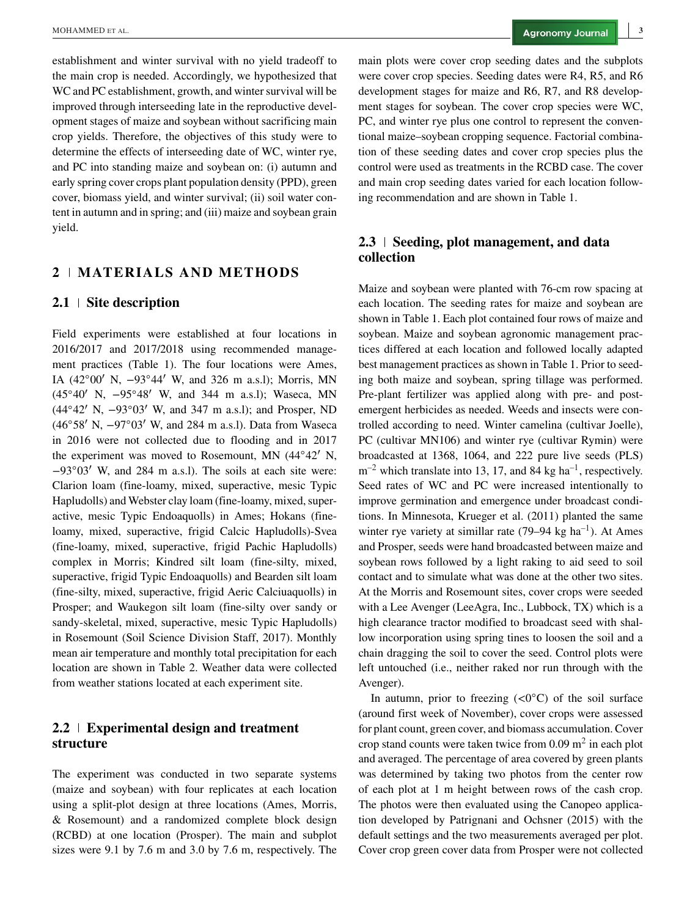establishment and winter survival with no yield tradeoff to the main crop is needed. Accordingly, we hypothesized that WC and PC establishment, growth, and winter survival will be improved through interseeding late in the reproductive development stages of maize and soybean without sacrificing main crop yields. Therefore, the objectives of this study were to determine the effects of interseeding date of WC, winter rye, and PC into standing maize and soybean on: (i) autumn and early spring cover crops plant population density (PPD), green cover, biomass yield, and winter survival; (ii) soil water content in autumn and in spring; and (iii) maize and soybean grain yield.

## 2 | MATERIALS AND METHODS

### 2.1 | Site description

Field experiments were established at four locations in 2016/2017 and 2017/2018 using recommended management practices (Table 1). The four locations were Ames, IA (42°00′ N, −93°44′ W, and 326 m a.s.l); Morris, MN (45°40′ N, −95°48′ W, and 344 m a.s.l); Waseca, MN (44°42′ N, −93°03′ W, and 347 m a.s.l); and Prosper, ND (46°58′ N, −97°03′ W, and 284 m a.s.l). Data from Waseca in 2016 were not collected due to flooding and in 2017 the experiment was moved to Rosemount, MN (44°42′ N, −93°03′ W, and 284 m a.s.l). The soils at each site were: Clarion loam (fine-loamy, mixed, superactive, mesic Typic Hapludolls) and Webster clay loam (fine-loamy, mixed, superactive, mesic Typic Endoaquolls) in Ames; Hokans (fine-loamy, mixed, superactive, frigid Calcic Hapludolls)-Svea (fine-loamy, mixed, superactive, frigid Pachic Hapludolls) complex in Morris; Kindred silt loam (fine-silty, mixed, superactive, frigid Typic Endoaquolls) and Bearden silt loam (fine-silty, mixed, superactive, frigid Aeric Calciuaquolls) in Prosper; and Waukegon silt loam (fine-silty over sandy or sandy-skeletal, mixed, superactive, mesic Typic Hapludolls) in Rosemount (Soil Science Division Staff, 2017). Monthly mean air temperature and monthly total precipitation for each location are shown in Table 2. Weather data were collected from weather stations located at each experiment site.

### 2.2 | Experimental design and treatment structure

The experiment was conducted in two separate systems (maize and soybean) with four replicates at each location using a split-plot design at three locations (Ames, Morris, & Rosemount) and a randomized complete block design (RCBD) at one location (Prosper). The main and subplot sizes were 9.1 by 7.6 m and 3.0 by 7.6 m, respectively. The main plots were cover crop seeding dates and the subplots were cover crop species. Seeding dates were R4, R5, and R6 development stages for maize and R6, R7, and R8 development stages for soybean. The cover crop species were WC, PC, and winter rye plus one control to represent the conventional maize–soybean cropping sequence. Factorial combination of these seeding dates and cover crop species plus the control were used as treatments in the RCBD case. The cover and main crop seeding dates varied for each location following recommendation and are shown in Table 1.

### 2.3 | Seeding, plot management, and data collection

Maize and soybean were planted with 76-cm row spacing at each location. The seeding rates for maize and soybean are shown in Table 1. Each plot contained four rows of maize and soybean. Maize and soybean agronomic management practices differed at each location and followed locally adapted best management practices as shown in Table 1. Prior to seeding both maize and soybean, spring tillage was performed. Pre-plant fertilizer was applied along with pre- and post-emergent herbicides as needed. Weeds and insects were controlled according to need. Winter camelina (cultivar Joelle), PC (cultivar MN106) and winter rye (cultivar Rymin) were broadcasted at 1368, 1064, and 222 pure live seeds (PLS) $m^{-2}$ which translate into 13, 17, and 84 kg $ha^{-1}$, respectively. Seed rates of WC and PC were increased intentionally to improve germination and emergence under broadcast conditions. In Minnesota, Krueger et al. (2011) planted the same winter rye variety at simillar rate (79–94 kg $ha^{-1}$). At Ames and Prosper, seeds were hand broadcasted between maize and soybean rows followed by a light raking to aid seed to soil contact and to simulate what was done at the other two sites. At the Morris and Rosemount sites, cover crops were seeded with a Lee Avenger (LeeAgra, Inc., Lubbock, TX) which is a high clearance tractor modified to broadcast seed with shallow incorporation using spring tines to loosen the soil and a chain dragging the soil to cover the seed. Control plots were left untouched (i.e., neither raked nor run through with the Avenger).

In autumn, prior to freezing (<0°C) of the soil surface (around first week of November), cover crops were assessed for plant count, green cover, and biomass accumulation. Cover crop stand counts were taken twice from 0.09 $m^2$ in each plot and averaged. The percentage of area covered by green plants was determined by taking two photos from the center row of each plot at 1 m height between rows of the cash crop. The photos were then evaluated using the Canopeo application developed by Patrignani and Ochsner (2015) with the default settings and the two measurements averaged per plot. Cover crop green cover data from Prosper were not collected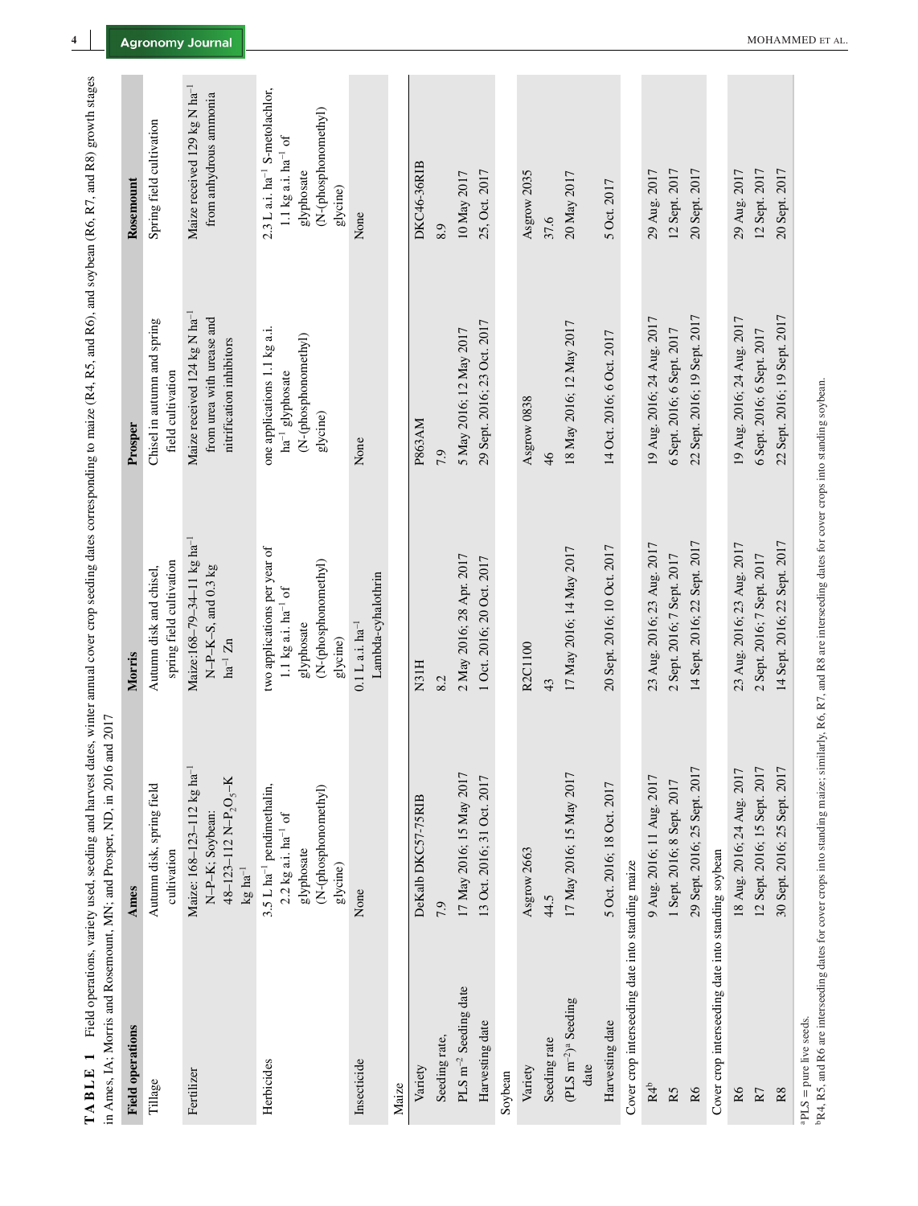**TABLE 1** Field operations, variety used, seeding and harvest dates, winter annual cover crop seeding dates corresponding to maize (R4, R5, and R6), and soybean (R6, R7, and R8) growth stages in Ames, IA; Morris and Rosemount, MN; and Prosper, ND, in 2016 and 2017

| Field operations | Ames | Morris | Prosper | Rosemount |
|---|---|---|---|---|
| Tillage | Autumn disk, spring field cultivation | Autumn disk and chisel, spring field cultivation | Chisel in autumn and spring field cultivation | Spring field cultivation |
| Fertilizer | Maize: 168–123–112 kg ha$^{-1}$ N–P–K; Soybean: 48–123–112 N–$P_2O_5$–K kg ha$^{-1}$ | Maize:168–79–34–11 kg ha$^{-1}$ N–P–K–S, and 0.3 kg ha$^{-1}$ Zn | Maize received 124 kg N ha$^{-1}$ from urea with urease and nitrification inhibitors | Maize received 129 kg N ha$^{-1}$ from anhydrous ammonia |
| Herbicides | 3.5 L ha$^{-1}$ pendimethalin, 2.2 kg a.i. ha$^{-1}$ of glyphosate (N-(phosphonomethyl) glycine) | two applications per year of 1.1 kg a.i. ha$^{-1}$ of glyphosate (N-(phosphonomethyl) glycine) | one applications 1.1 kg a.i. ha$^{-1}$ glyphosate (N-(phosphonomethyl) glycine) | 2.3 L a.i. ha$^{-1}$ S-metolachlor, 1.1 kg a.i. ha$^{-1}$ of glyphosate (N-(phosphonomethyl) glycine) |
| Insecticide | None | 0.1 L a.i. ha$^{-1}$ Lambda-cyhalothrin | None | None |
| Maize | | | | |
| Variety | DeKalb DKC57-75RIB | N31H | P863AM | DKC46-36RIB |
| Seeding rate, PLS m$^{-2}$ | 7.9 | 8.2 | 7.9 | 8.9 |
| Seeding date | 17 May 2016; 15 May 2017 | 2 May 2016; 28 Apr. 2017 | 5 May 2016; 12 May 2017 | 10 May 2017 |
| Harvesting date | 13 Oct. 2016; 31 Oct. 2017 | 1 Oct. 2016; 20 Oct. 2017 | 29 Sept. 2016; 23 Oct. 2017 | 25 Oct. 2017 |
| Soybean | | | | |
| Variety | Asgrow 2663 | R2C1100 | Asgrow 0838 | Asgrow 2035 |
| Seeding rate (PLS m$^{-2}$)[a] | 44.5 | 43 | 46 | 37.6 |
| Seeding date | 17 May 2016; 15 May 2017 | 17 May 2016; 14 May 2017 | 18 May 2016; 12 May 2017 | 20 May 2017 |
| Harvesting date | 5 Oct. 2016; 18 Oct. 2017 | 20 Sept. 2016; 10 Oct. 2017 | 14 Oct. 2016; 6 Oct. 2017 | 5 Oct. 2017 |
| Cover crop interseeding date into standing maize | | | | |
| R4[b] | 9 Aug. 2016; 11 Aug. 2017 | 23 Aug. 2016; 23 Aug. 2017 | 19 Aug. 2016; 24 Aug. 2017 | 29 Aug. 2017 |
| R5 | 1 Sept. 2016; 8 Sept. 2017 | 2 Sept. 2016; 7 Sept. 2017 | 6 Sept. 2016; 6 Sept. 2017 | 12 Sept. 2017 |
| R6 | 29 Sept. 2016; 25 Sept. 2017 | 14 Sept. 2016; 22 Sept. 2017 | 22 Sept. 2016; 19 Sept. 2017 | 20 Sept. 2017 |
| Cover crop interseeding date into standing soybean | | | | |
| R6 | 18 Aug. 2016; 24 Aug. 2017 | 23 Aug. 2016; 23 Aug. 2017 | 19 Aug. 2016; 24 Aug. 2017 | 29 Aug. 2017 |
| R7 | 12 Sept. 2016; 15 Sept. 2017 | 2 Sept. 2016; 7 Sept. 2017 | 6 Sept. 2016; 6 Sept. 2017 | 12 Sept. 2017 |
| R8 | 30 Sept. 2016; 25 Sept. 2017 | 14 Sept. 2016; 22 Sept. 2017 | 22 Sept. 2016; 19 Sept. 2017 | 20 Sept. 2017 |

[a]PLS = pure live seeds.

[b]R4, R5, and R6 are interseeding dates for cover crops into standing maize; similarly, R6, R7, and R8 are interseeding dates for cover crops into standing soybean.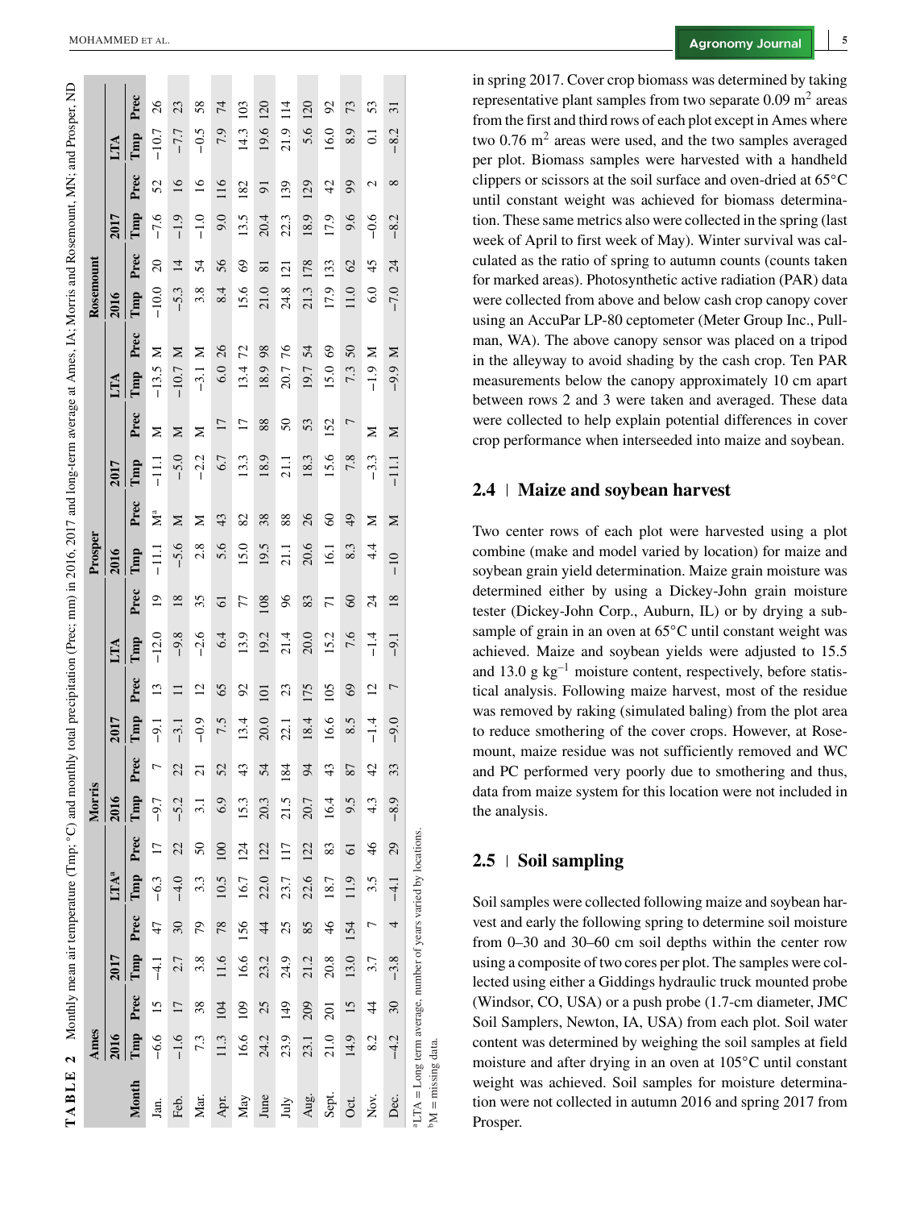**TABLE 2** Monthly mean air temperature (Tmp; °C) and monthly total precipitation (Prec; mm) in 2016, 2017 and long-term average at Ames, IA; Morris and Rosemount, MN; and Prosper, ND

| | Ames | | | | | | Morris | | | | | | Prosper | | | | | | Rosemount | | | | | |
|---|---|---|---|---|---|---|---|---|---|---|---|---|---|---|---|---|---|---|---|---|---|---|---|---|
| | 2016 | | 2017 | | LTA[a] | | 2016 | | 2017 | | LTA | | 2016 | | 2017 | | LTA | | 2016 | | 2017 | | LTA | |
| Month | Tmp | Prec | Tmp | Prec | Tmp | Prec | Tmp | Prec | Tmp | Prec | Tmp | Prec | Tmp | Prec | Tmp | Prec | Tmp | Prec | Tmp | Prec | Tmp | Prec | Tmp | Prec |
| Jan. | −6.6 | 15 | −4.1 | 47 | −6.3 | 17 | −9.7 | 7 | −9.1 | 13 | −12.0 | 19 | −11.1 | M[b] | −11.1 | M | −13.5 | M | −10.0 | 20 | −7.6 | 52 | −10.7 | 26 |
| Feb. | −1.6 | 17 | 2.7 | 30 | −4.0 | 22 | −5.2 | 22 | −3.1 | 11 | −9.8 | 18 | −5.6 | M | −5.0 | M | −10.7 | M | −5.3 | 14 | −1.9 | 16 | −7.7 | 23 |
| Mar. | 7.3 | 38 | 3.8 | 79 | 3.3 | 50 | 3.1 | 21 | −0.9 | 12 | −2.6 | 35 | 2.8 | M | −2.2 | M | −3.1 | M | 3.8 | 54 | −1.0 | 16 | −0.5 | 58 |
| Apr. | 11.3 | 104 | 11.6 | 78 | 10.5 | 100 | 6.9 | 52 | 7.5 | 65 | 6.4 | 61 | 5.6 | 43 | 6.7 | 17 | 6.0 | 26 | 8.4 | 56 | 9.0 | 116 | 7.9 | 74 |
| May | 16.6 | 109 | 16.6 | 156 | 16.7 | 124 | 15.3 | 43 | 13.4 | 92 | 13.9 | 77 | 15.0 | 82 | 13.3 | 17 | 13.4 | 72 | 15.6 | 69 | 13.5 | 182 | 14.3 | 103 |
| June | 24.2 | 25 | 23.2 | 44 | 22.0 | 122 | 20.3 | 54 | 20.0 | 101 | 19.2 | 108 | 19.5 | 38 | 18.9 | 88 | 18.9 | 98 | 21.0 | 81 | 20.4 | 91 | 19.6 | 120 |
| July | 23.9 | 149 | 24.9 | 25 | 23.7 | 117 | 21.5 | 184 | 22.1 | 23 | 21.4 | 96 | 21.1 | 88 | 21.1 | 50 | 20.7 | 76 | 24.8 | 121 | 22.3 | 139 | 21.9 | 114 |
| Aug. | 23.1 | 209 | 21.2 | 85 | 22.6 | 122 | 20.7 | 94 | 18.4 | 175 | 20.0 | 83 | 20.6 | 26 | 18.3 | 53 | 19.7 | 54 | 21.3 | 178 | 18.9 | 129 | 5.6 | 120 |
| Sept. | 21.0 | 201 | 20.8 | 46 | 18.7 | 83 | 16.4 | 43 | 16.6 | 105 | 15.2 | 71 | 16.1 | 60 | 15.6 | 152 | 15.0 | 69 | 17.9 | 133 | 17.9 | 42 | 16.0 | 92 |
| Oct. | 14.9 | 15 | 13.0 | 154 | 11.9 | 61 | 9.5 | 87 | 8.5 | 69 | 7.6 | 60 | 8.3 | 49 | 7.8 | 7 | 7.3 | 50 | 11.0 | 62 | 9.6 | 99 | 8.9 | 73 |
| Nov. | 8.2 | 44 | 3.7 | 7 | 3.5 | 46 | 4.3 | 42 | −1.4 | 12 | −1.4 | 24 | 4.4 | M | −3.3 | M | −1.9 | M | 6.0 | 45 | −0.6 | 2 | 0.1 | 53 |
| Dec. | −4.2 | 30 | −3.8 | 4 | −4.1 | 29 | −8.9 | 33 | −9.0 | 7 | −9.1 | 18 | −10 | M | −11.1 | M | −9.9 | M | −7.0 | 24 | −8.2 | 8 | −8.2 | 31 |

[a]LTA = Long term average, number of years varied by locations.
[b]M = missing data.

in spring 2017. Cover crop biomass was determined by taking representative plant samples from two separate 0.09 $m^2$ areas from the first and third rows of each plot except in Ames where two 0.76 $m^2$ areas were used, and the two samples averaged per plot. Biomass samples were harvested with a handheld clippers or scissors at the soil surface and oven-dried at 65°C until constant weight was achieved for biomass determination. These same metrics also were collected in the spring (last week of April to first week of May). Winter survival was calculated as the ratio of spring to autumn counts (counts taken for marked areas). Photosynthetic active radiation (PAR) data were collected from above and below cash crop canopy cover using an AccuPar LP-80 ceptometer (Meter Group Inc., Pullman, WA). The above canopy sensor was placed on a tripod in the alleyway to avoid shading by the cash crop. Ten PAR measurements below the canopy approximately 10 cm apart between rows 2 and 3 were taken and averaged. These data were collected to help explain potential differences in cover crop performance when interseeded into maize and soybean.

## 2.4 | Maize and soybean harvest

Two center rows of each plot were harvested using a plot combine (make and model varied by location) for maize and soybean grain yield determination. Maize grain moisture was determined either by using a Dickey-John grain moisture tester (Dickey-John Corp., Auburn, IL) or by drying a subsample of grain in an oven at 65°C until constant weight was achieved. Maize and soybean yields were adjusted to 15.5 and 13.0 g $kg^{-1}$ moisture content, respectively, before statistical analysis. Following maize harvest, most of the residue was removed by raking (simulated baling) from the plot area to reduce smothering of the cover crops. However, at Rosemount, maize residue was not sufficiently removed and WC and PC performed very poorly due to smothering and thus, data from maize system for this location were not included in the analysis.

## 2.5 | Soil sampling

Soil samples were collected following maize and soybean harvest and early the following spring to determine soil moisture from 0–30 and 30–60 cm soil depths within the center row using a composite of two cores per plot. The samples were collected using either a Giddings hydraulic truck mounted probe (Windsor, CO, USA) or a push probe (1.7-cm diameter, JMC Soil Samplers, Newton, IA, USA) from each plot. Soil water content was determined by weighing the soil samples at field moisture and after drying in an oven at 105°C until constant weight was achieved. Soil samples for moisture determination were not collected in autumn 2016 and spring 2017 from Prosper.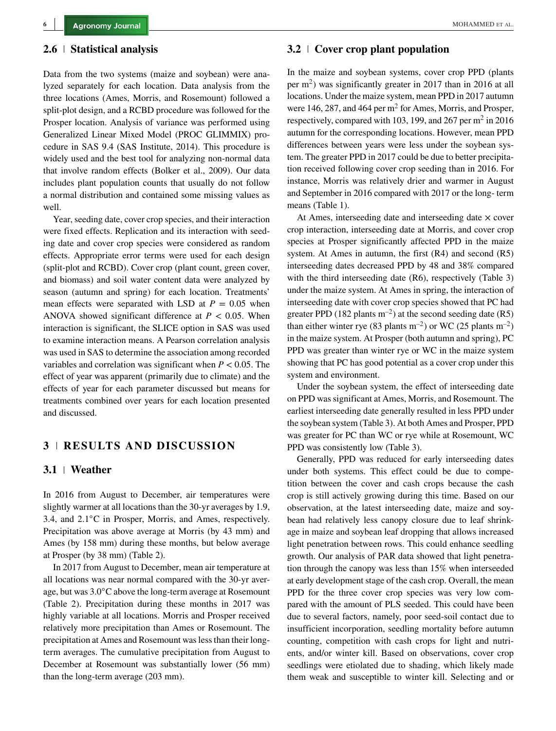## 2.6 | Statistical analysis

Data from the two systems (maize and soybean) were analyzed separately for each location. Data analysis from the three locations (Ames, Morris, and Rosemount) followed a split-plot design, and a RCBD procedure was followed for the Prosper location. Analysis of variance was performed using Generalized Linear Mixed Model (PROC GLIMMIX) procedure in SAS 9.4 (SAS Institute, 2014). This procedure is widely used and the best tool for analyzing non-normal data that involve random effects (Bolker et al., 2009). Our data includes plant population counts that usually do not follow a normal distribution and contained some missing values as well.

Year, seeding date, cover crop species, and their interaction were fixed effects. Replication and its interaction with seeding date and cover crop species were considered as random effects. Appropriate error terms were used for each design (split-plot and RCBD). Cover crop (plant count, green cover, and biomass) and soil water content data were analyzed by season (autumn and spring) for each location. Treatments' mean effects were separated with LSD at $P = 0.05$ when ANOVA showed significant difference at $P < 0.05$. When interaction is significant, the SLICE option in SAS was used to examine interaction means. A Pearson correlation analysis was used in SAS to determine the association among recorded variables and correlation was significant when $P < 0.05$. The effect of year was apparent (primarily due to climate) and the effects of year for each parameter discussed but means for treatments combined over years for each location presented and discussed.

# 3 | RESULTS AND DISCUSSION

## 3.1 | Weather

In 2016 from August to December, air temperatures were slightly warmer at all locations than the 30-yr averages by 1.9, 3.4, and 2.1°C in Prosper, Morris, and Ames, respectively. Precipitation was above average at Morris (by 43 mm) and Ames (by 158 mm) during these months, but below average at Prosper (by 38 mm) (Table 2).

In 2017 from August to December, mean air temperature at all locations was near normal compared with the 30-yr average, but was 3.0°C above the long-term average at Rosemount (Table 2). Precipitation during these months in 2017 was highly variable at all locations. Morris and Prosper received relatively more precipitation than Ames or Rosemount. The precipitation at Ames and Rosemount was less than their long-term averages. The cumulative precipitation from August to December at Rosemount was substantially lower (56 mm) than the long-term average (203 mm).

## 3.2 | Cover crop plant population

In the maize and soybean systems, cover crop PPD (plants per $m^2$) was significantly greater in 2017 than in 2016 at all locations. Under the maize system, mean PPD in 2017 autumn were 146, 287, and 464 per $m^2$ for Ames, Morris, and Prosper, respectively, compared with 103, 199, and 267 per $m^2$ in 2016 autumn for the corresponding locations. However, mean PPD differences between years were less under the soybean system. The greater PPD in 2017 could be due to better precipitation received following cover crop seeding than in 2016. For instance, Morris was relatively drier and warmer in August and September in 2016 compared with 2017 or the long- term means (Table 1).

At Ames, interseeding date and interseeding date × cover crop interaction, interseeding date at Morris, and cover crop species at Prosper significantly affected PPD in the maize system. At Ames in autumn, the first (R4) and second (R5) interseeding dates decreased PPD by 48 and 38% compared with the third interseeding date (R6), respectively (Table 3) under the maize system. At Ames in spring, the interaction of interseeding date with cover crop species showed that PC had greater PPD (182 plants $m^{-2}$) at the second seeding date (R5) than either winter rye (83 plants $m^{-2}$) or WC (25 plants $m^{-2}$) in the maize system. At Prosper (both autumn and spring), PC PPD was greater than winter rye or WC in the maize system showing that PC has good potential as a cover crop under this system and environment.

Under the soybean system, the effect of interseeding date on PPD was significant at Ames, Morris, and Rosemount. The earliest interseeding date generally resulted in less PPD under the soybean system (Table 3). At both Ames and Prosper, PPD was greater for PC than WC or rye while at Rosemount, WC PPD was consistently low (Table 3).

Generally, PPD was reduced for early interseeding dates under both systems. This effect could be due to competition between the cover and cash crops because the cash crop is still actively growing during this time. Based on our observation, at the latest interseeding date, maize and soybean had relatively less canopy closure due to leaf shrinkage in maize and soybean leaf dropping that allows increased light penetration between rows. This could enhance seedling growth. Our analysis of PAR data showed that light penetration through the canopy was less than 15% when interseeded at early development stage of the cash crop. Overall, the mean PPD for the three cover crop species was very low compared with the amount of PLS seeded. This could have been due to several factors, namely, poor seed-soil contact due to insufficient incorporation, seedling mortality before autumn counting, competition with cash crops for light and nutrients, and/or winter kill. Based on observations, cover crop seedlings were etiolated due to shading, which likely made them weak and susceptible to winter kill. Selecting and or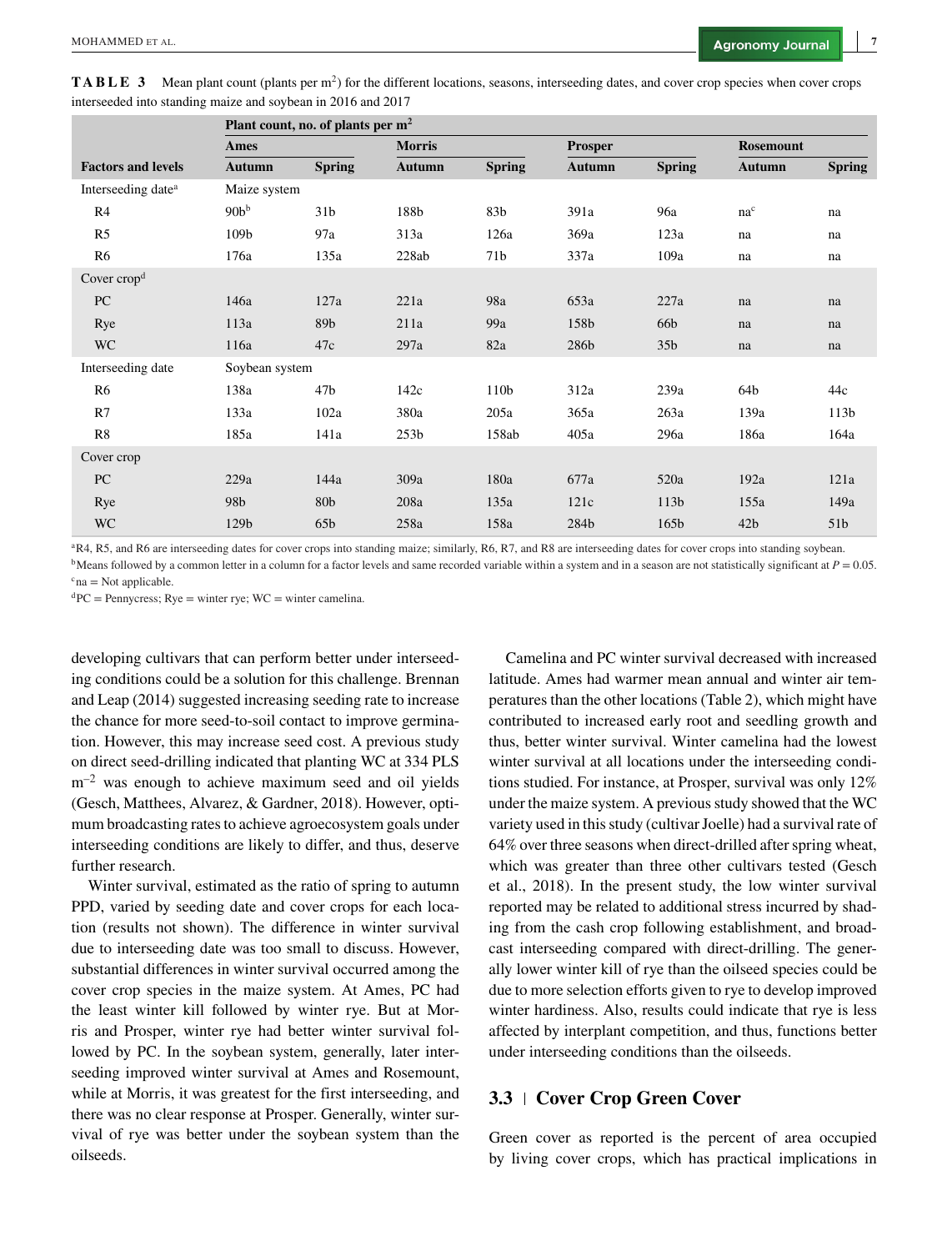**TABLE 3** Mean plant count (plants per m²) for the different locations, seasons, interseeding dates, and cover crop species when cover crops interseeded into standing maize and soybean in 2016 and 2017

| | Plant count, no. of plants per m² | | | | | | | |
|---|---|---|---|---|---|---|---|---|
| | Ames | | Morris | | Prosper | | Rosemount | |
| Factors and levels | Autumn | Spring | Autumn | Spring | Autumn | Spring | Autumn | Spring |
| Interseeding date[a] | Maize system | | | | | | | |
| R4 | 90b[b] | 31b | 188b | 83b | 391a | 96a | na[c] | na |
| R5 | 109b | 97a | 313a | 126a | 369a | 123a | na | na |
| R6 | 176a | 135a | 228ab | 71b | 337a | 109a | na | na |
| Cover crop[d] | | | | | | | | |
| PC | 146a | 127a | 221a | 98a | 653a | 227a | na | na |
| Rye | 113a | 89b | 211a | 99a | 158b | 66b | na | na |
| WC | 116a | 47c | 297a | 82a | 286b | 35b | na | na |
| Interseeding date | Soybean system | | | | | | | |
| R6 | 138a | 47b | 142c | 110b | 312a | 239a | 64b | 44c |
| R7 | 133a | 102a | 380a | 205a | 365a | 263a | 139a | 113b |
| R8 | 185a | 141a | 253b | 158ab | 405a | 296a | 186a | 164a |
| Cover crop | | | | | | | | |
| PC | 229a | 144a | 309a | 180a | 677a | 520a | 192a | 121a |
| Rye | 98b | 80b | 208a | 135a | 121c | 113b | 155a | 149a |
| WC | 129b | 65b | 258a | 158a | 284b | 165b | 42b | 51b |

[a]R4, R5, and R6 are interseeding dates for cover crops into standing maize; similarly, R6, R7, and R8 are interseeding dates for cover crops into standing soybean.
[b]Means followed by a common letter in a column for a factor levels and same recorded variable within a system and in a season are not statistically significant at $P = 0.05$.
[c]na = Not applicable.
[d]PC = Pennycress; Rye = winter rye; WC = winter camelina.

developing cultivars that can perform better under interseeding conditions could be a solution for this challenge. Brennan and Leap (2014) suggested increasing seeding rate to increase the chance for more seed-to-soil contact to improve germination. However, this may increase seed cost. A previous study on direct seed-drilling indicated that planting WC at 334 PLS $m^{-2}$ was enough to achieve maximum seed and oil yields (Gesch, Matthees, Alvarez, & Gardner, 2018). However, optimum broadcasting rates to achieve agroecosystem goals under interseeding conditions are likely to differ, and thus, deserve further research.

Winter survival, estimated as the ratio of spring to autumn PPD, varied by seeding date and cover crops for each location (results not shown). The difference in winter survival due to interseeding date was too small to discuss. However, substantial differences in winter survival occurred among the cover crop species in the maize system. At Ames, PC had the least winter kill followed by winter rye. But at Morris and Prosper, winter rye had better winter survival followed by PC. In the soybean system, generally, later interseeding improved winter survival at Ames and Rosemount, while at Morris, it was greatest for the first interseeding, and there was no clear response at Prosper. Generally, winter survival of rye was better under the soybean system than the oilseeds.

Camelina and PC winter survival decreased with increased latitude. Ames had warmer mean annual and winter air temperatures than the other locations (Table 2), which might have contributed to increased early root and seedling growth and thus, better winter survival. Winter camelina had the lowest winter survival at all locations under the interseeding conditions studied. For instance, at Prosper, survival was only 12% under the maize system. A previous study showed that the WC variety used in this study (cultivar Joelle) had a survival rate of 64% over three seasons when direct-drilled after spring wheat, which was greater than three other cultivars tested (Gesch et al., 2018). In the present study, the low winter survival reported may be related to additional stress incurred by shading from the cash crop following establishment, and broadcast interseeding compared with direct-drilling. The generally lower winter kill of rye than the oilseed species could be due to more selection efforts given to rye to develop improved winter hardiness. Also, results could indicate that rye is less affected by interplant competition, and thus, functions better under interseeding conditions than the oilseeds.

## 3.3 | Cover Crop Green Cover

Green cover as reported is the percent of area occupied by living cover crops, which has practical implications in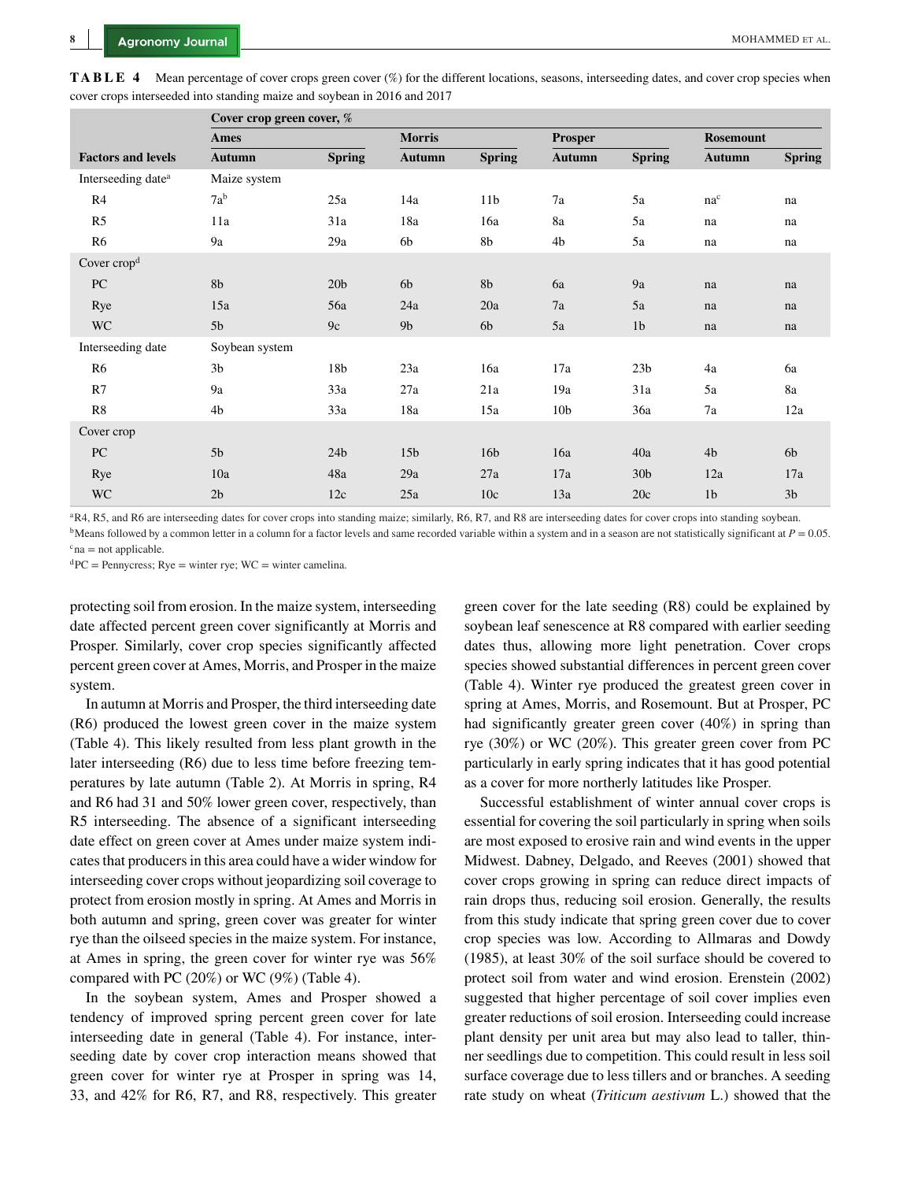**TABLE 4** Mean percentage of cover crops green cover (%) for the different locations, seasons, interseeding dates, and cover crop species when cover crops interseeded into standing maize and soybean in 2016 and 2017

| | Cover crop green cover, % | | | | | | | |
|---|---|---|---|---|---|---|---|---|
| | Ames | | Morris | | Prosper | | Rosemount | |
| Factors and levels | Autumn | Spring | Autumn | Spring | Autumn | Spring | Autumn | Spring |
| Interseeding date[a] | Maize system | | | | | | | |
| R4 | 7a[b] | 25a | 14a | 11b | 7a | 5a | na[c] | na |
| R5 | 11a | 31a | 18a | 16a | 8a | 5a | na | na |
| R6 | 9a | 29a | 6b | 8b | 4b | 5a | na | na |
| Cover crop[d] | | | | | | | | |
| PC | 8b | 20b | 6b | 8b | 6a | 9a | na | na |
| Rye | 15a | 56a | 24a | 20a | 7a | 5a | na | na |
| WC | 5b | 9c | 9b | 6b | 5a | 1b | na | na |
| Interseeding date | Soybean system | | | | | | | |
| R6 | 3b | 18b | 23a | 16a | 17a | 23b | 4a | 6a |
| R7 | 9a | 33a | 27a | 21a | 19a | 31a | 5a | 8a |
| R8 | 4b | 33a | 18a | 15a | 10b | 36a | 7a | 12a |
| Cover crop | | | | | | | | |
| PC | 5b | 24b | 15b | 16b | 16a | 40a | 4b | 6b |
| Rye | 10a | 48a | 29a | 27a | 17a | 30b | 12a | 17a |
| WC | 2b | 12c | 25a | 10c | 13a | 20c | 1b | 3b |

[a]R4, R5, and R6 are interseeding dates for cover crops into standing maize; similarly, R6, R7, and R8 are interseeding dates for cover crops into standing soybean.
[b]Means followed by a common letter in a column for a factor levels and same recorded variable within a system and in a season are not statistically significant at $P = 0.05$.
[c]na = not applicable.
[d]PC = Pennycress; Rye = winter rye; WC = winter camelina.

protecting soil from erosion. In the maize system, interseeding date affected percent green cover significantly at Morris and Prosper. Similarly, cover crop species significantly affected percent green cover at Ames, Morris, and Prosper in the maize system.

In autumn at Morris and Prosper, the third interseeding date (R6) produced the lowest green cover in the maize system (Table 4). This likely resulted from less plant growth in the later interseeding (R6) due to less time before freezing temperatures by late autumn (Table 2). At Morris in spring, R4 and R6 had 31 and 50% lower green cover, respectively, than R5 interseeding. The absence of a significant interseeding date effect on green cover at Ames under maize system indicates that producers in this area could have a wider window for interseeding cover crops without jeopardizing soil coverage to protect from erosion mostly in spring. At Ames and Morris in both autumn and spring, green cover was greater for winter rye than the oilseed species in the maize system. For instance, at Ames in spring, the green cover for winter rye was 56% compared with PC (20%) or WC (9%) (Table 4).

In the soybean system, Ames and Prosper showed a tendency of improved spring percent green cover for late interseeding date in general (Table 4). For instance, interseeding date by cover crop interaction means showed that green cover for winter rye at Prosper in spring was 14, 33, and 42% for R6, R7, and R8, respectively. This greater green cover for the late seeding (R8) could be explained by soybean leaf senescence at R8 compared with earlier seeding dates thus, allowing more light penetration. Cover crops species showed substantial differences in percent green cover (Table 4). Winter rye produced the greatest green cover in spring at Ames, Morris, and Rosemount. But at Prosper, PC had significantly greater green cover (40%) in spring than rye (30%) or WC (20%). This greater green cover from PC particularly in early spring indicates that it has good potential as a cover for more northerly latitudes like Prosper.

Successful establishment of winter annual cover crops is essential for covering the soil particularly in spring when soils are most exposed to erosive rain and wind events in the upper Midwest. Dabney, Delgado, and Reeves (2001) showed that cover crops growing in spring can reduce direct impacts of rain drops thus, reducing soil erosion. Generally, the results from this study indicate that spring green cover due to cover crop species was low. According to Allmaras and Dowdy (1985), at least 30% of the soil surface should be covered to protect soil from water and wind erosion. Erenstein (2002) suggested that higher percentage of soil cover implies even greater reductions of soil erosion. Interseeding could increase plant density per unit area but may also lead to taller, thinner seedlings due to competition. This could result in less soil surface coverage due to less tillers and or branches. A seeding rate study on wheat (*Triticum aestivum* L.) showed that the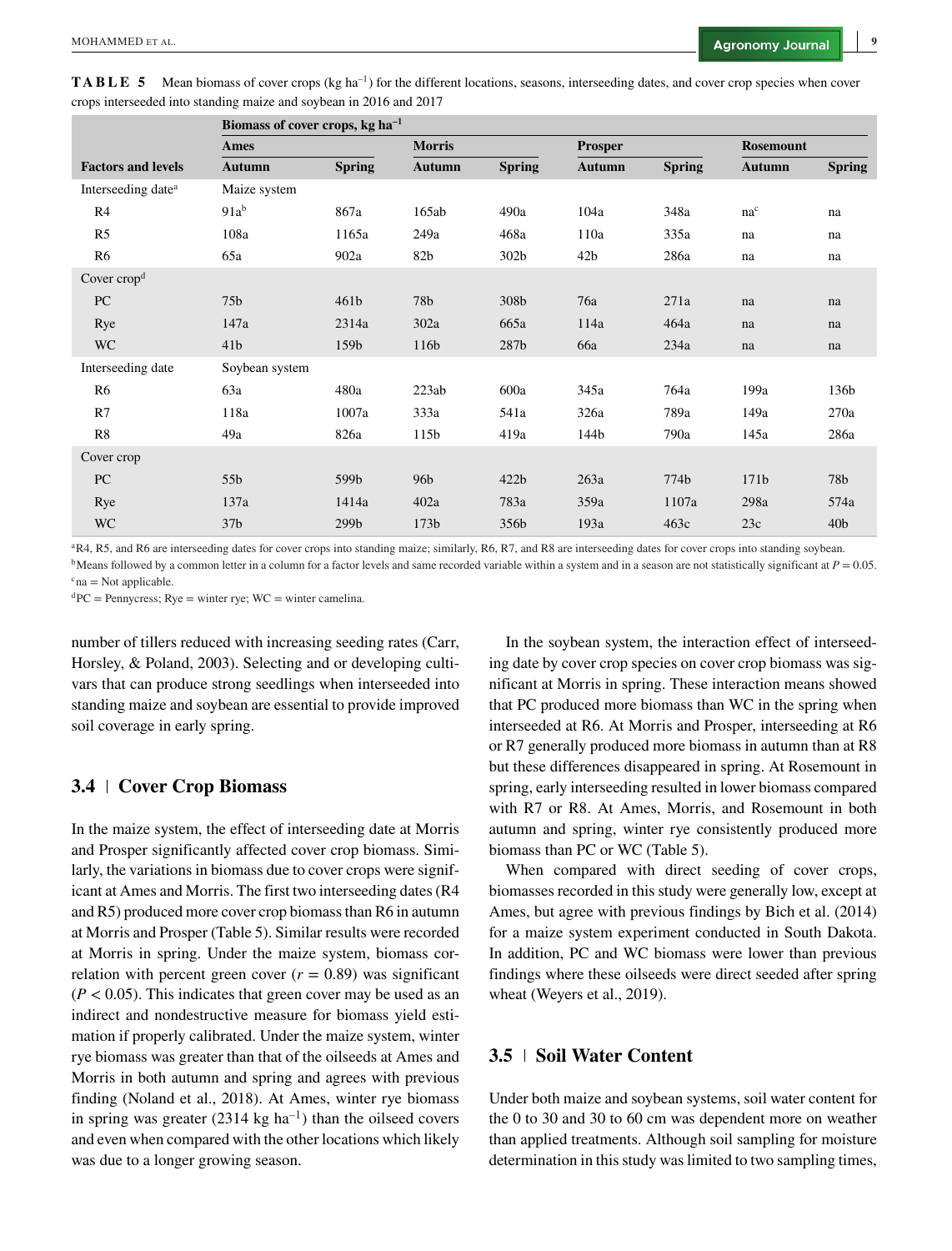**TABLE 5** Mean biomass of cover crops (kg ha$^{-1}$) for the different locations, seasons, interseeding dates, and cover crop species when cover crops interseeded into standing maize and soybean in 2016 and 2017

| | Biomass of cover crops, kg ha$^{-1}$ | | | | | | | |
|---|---|---|---|---|---|---|---|---|
| | Ames | | Morris | | Prosper | | Rosemount | |
| Factors and levels | Autumn | Spring | Autumn | Spring | Autumn | Spring | Autumn | Spring |
| Interseeding date[a] | Maize system | | | | | | | |
| R4 | 91a[b] | 867a | 165ab | 490a | 104a | 348a | na[c] | na |
| R5 | 108a | 1165a | 249a | 468a | 110a | 335a | na | na |
| R6 | 65a | 902a | 82b | 302b | 42b | 286a | na | na |
| Cover crop[d] | | | | | | | | |
| PC | 75b | 461b | 78b | 308b | 76a | 271a | na | na |
| Rye | 147a | 2314a | 302a | 665a | 114a | 464a | na | na |
| WC | 41b | 159b | 116b | 287b | 66a | 234a | na | na |
| Interseeding date | Soybean system | | | | | | | |
| R6 | 63a | 480a | 223ab | 600a | 345a | 764a | 199a | 136b |
| R7 | 118a | 1007a | 333a | 541a | 326a | 789a | 149a | 270a |
| R8 | 49a | 826a | 115b | 419a | 144b | 790a | 145a | 286a |
| Cover crop | | | | | | | | |
| PC | 55b | 599b | 96b | 422b | 263a | 774b | 171b | 78b |
| Rye | 137a | 1414a | 402a | 783a | 359a | 1107a | 298a | 574a |
| WC | 37b | 299b | 173b | 356b | 193a | 463c | 23c | 40b |

[a]R4, R5, and R6 are interseeding dates for cover crops into standing maize; similarly, R6, R7, and R8 are interseeding dates for cover crops into standing soybean.
[b]Means followed by a common letter in a column for a factor levels and same recorded variable within a system and in a season are not statistically significant at $P = 0.05$.
[c]na = Not applicable.
[d]PC = Pennycress; Rye = winter rye; WC = winter camelina.

number of tillers reduced with increasing seeding rates (Carr, Horsley, & Poland, 2003). Selecting and or developing cultivars that can produce strong seedlings when interseeded into standing maize and soybean are essential to provide improved soil coverage in early spring.

## 3.4 | Cover Crop Biomass

In the maize system, the effect of interseeding date at Morris and Prosper significantly affected cover crop biomass. Similarly, the variations in biomass due to cover crops were significant at Ames and Morris. The first two interseeding dates (R4 and R5) produced more cover crop biomass than R6 in autumn at Morris and Prosper (Table 5). Similar results were recorded at Morris in spring. Under the maize system, biomass correlation with percent green cover ($r = 0.89$) was significant ($P < 0.05$). This indicates that green cover may be used as an indirect and nondestructive measure for biomass yield estimation if properly calibrated. Under the maize system, winter rye biomass was greater than that of the oilseeds at Ames and Morris in both autumn and spring and agrees with previous finding (Noland et al., 2018). At Ames, winter rye biomass in spring was greater (2314 kg ha$^{-1}$) than the oilseed covers and even when compared with the other locations which likely was due to a longer growing season.

In the soybean system, the interaction effect of interseeding date by cover crop species on cover crop biomass was significant at Morris in spring. These interaction means showed that PC produced more biomass than WC in the spring when interseeded at R6. At Morris and Prosper, interseeding at R6 or R7 generally produced more biomass in autumn than at R8 but these differences disappeared in spring. At Rosemount in spring, early interseeding resulted in lower biomass compared with R7 or R8. At Ames, Morris, and Rosemount in both autumn and spring, winter rye consistently produced more biomass than PC or WC (Table 5).

When compared with direct seeding of cover crops, biomasses recorded in this study were generally low, except at Ames, but agree with previous findings by Bich et al. (2014) for a maize system experiment conducted in South Dakota. In addition, PC and WC biomass were lower than previous findings where these oilseeds were direct seeded after spring wheat (Weyers et al., 2019).

## 3.5 | Soil Water Content

Under both maize and soybean systems, soil water content for the 0 to 30 and 30 to 60 cm was dependent more on weather than applied treatments. Although soil sampling for moisture determination in this study was limited to two sampling times,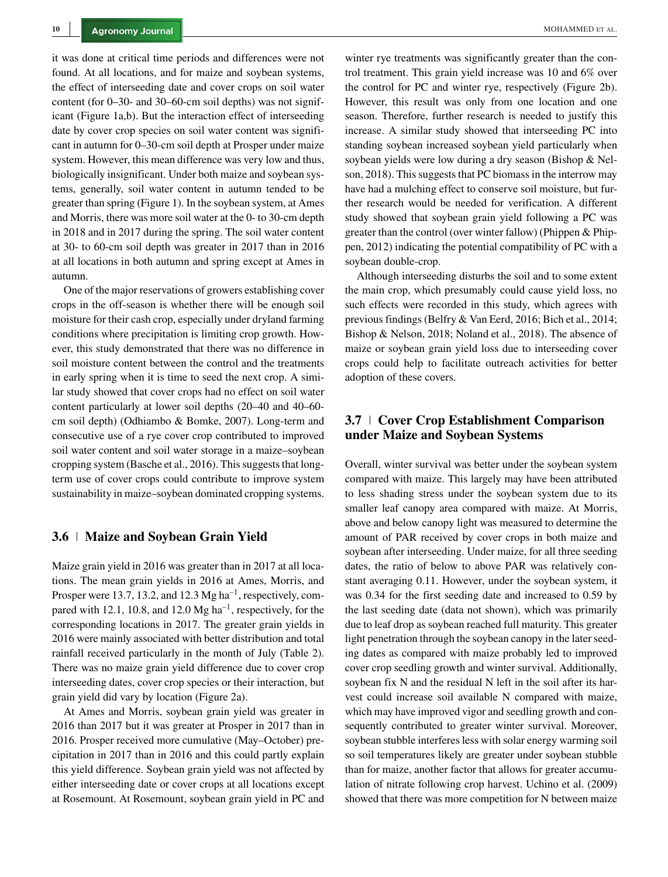it was done at critical time periods and differences were not found. At all locations, and for maize and soybean systems, the effect of interseeding date and cover crops on soil water content (for 0–30- and 30–60-cm soil depths) was not significant (Figure 1a,b). But the interaction effect of interseeding date by cover crop species on soil water content was significant in autumn for 0–30-cm soil depth at Prosper under maize system. However, this mean difference was very low and thus, biologically insignificant. Under both maize and soybean systems, generally, soil water content in autumn tended to be greater than spring (Figure 1). In the soybean system, at Ames and Morris, there was more soil water at the 0- to 30-cm depth in 2018 and in 2017 during the spring. The soil water content at 30- to 60-cm soil depth was greater in 2017 than in 2016 at all locations in both autumn and spring except at Ames in autumn.

One of the major reservations of growers establishing cover crops in the off-season is whether there will be enough soil moisture for their cash crop, especially under dryland farming conditions where precipitation is limiting crop growth. However, this study demonstrated that there was no difference in soil moisture content between the control and the treatments in early spring when it is time to seed the next crop. A similar study showed that cover crops had no effect on soil water content particularly at lower soil depths (20–40 and 40–60-cm soil depth) (Odhiambo & Bomke, 2007). Long-term and consecutive use of a rye cover crop contributed to improved soil water content and soil water storage in a maize–soybean cropping system (Basche et al., 2016). This suggests that long-term use of cover crops could contribute to improve system sustainability in maize–soybean dominated cropping systems.

## 3.6 | Maize and Soybean Grain Yield

Maize grain yield in 2016 was greater than in 2017 at all locations. The mean grain yields in 2016 at Ames, Morris, and Prosper were 13.7, 13.2, and 12.3 Mg ha$^{-1}$, respectively, compared with 12.1, 10.8, and 12.0 Mg ha$^{-1}$, respectively, for the corresponding locations in 2017. The greater grain yields in 2016 were mainly associated with better distribution and total rainfall received particularly in the month of July (Table 2). There was no maize grain yield difference due to cover crop interseeding dates, cover crop species or their interaction, but grain yield did vary by location (Figure 2a).

At Ames and Morris, soybean grain yield was greater in 2016 than 2017 but it was greater at Prosper in 2017 than in 2016. Prosper received more cumulative (May–October) precipitation in 2017 than in 2016 and this could partly explain this yield difference. Soybean grain yield was not affected by either interseeding date or cover crops at all locations except at Rosemount. At Rosemount, soybean grain yield in PC and winter rye treatments was significantly greater than the control treatment. This grain yield increase was 10 and 6% over the control for PC and winter rye, respectively (Figure 2b). However, this result was only from one location and one season. Therefore, further research is needed to justify this increase. A similar study showed that interseeding PC into standing soybean increased soybean yield particularly when soybean yields were low during a dry season (Bishop & Nelson, 2018). This suggests that PC biomass in the interrow may have had a mulching effect to conserve soil moisture, but further research would be needed for verification. A different study showed that soybean grain yield following a PC was greater than the control (over winter fallow) (Phippen & Phippen, 2012) indicating the potential compatibility of PC with a soybean double-crop.

Although interseeding disturbs the soil and to some extent the main crop, which presumably could cause yield loss, no such effects were recorded in this study, which agrees with previous findings (Belfry & Van Eerd, 2016; Bich et al., 2014; Bishop & Nelson, 2018; Noland et al., 2018). The absence of maize or soybean grain yield loss due to interseeding cover crops could help to facilitate outreach activities for better adoption of these covers.

## 3.7 | Cover Crop Establishment Comparison under Maize and Soybean Systems

Overall, winter survival was better under the soybean system compared with maize. This largely may have been attributed to less shading stress under the soybean system due to its smaller leaf canopy area compared with maize. At Morris, above and below canopy light was measured to determine the amount of PAR received by cover crops in both maize and soybean after interseeding. Under maize, for all three seeding dates, the ratio of below to above PAR was relatively constant averaging 0.11. However, under the soybean system, it was 0.34 for the first seeding date and increased to 0.59 by the last seeding date (data not shown), which was primarily due to leaf drop as soybean reached full maturity. This greater light penetration through the soybean canopy in the later seeding dates as compared with maize probably led to improved cover crop seedling growth and winter survival. Additionally, soybean fix N and the residual N left in the soil after its harvest could increase soil available N compared with maize, which may have improved vigor and seedling growth and consequently contributed to greater winter survival. Moreover, soybean stubble interferes less with solar energy warming soil so soil temperatures likely are greater under soybean stubble than for maize, another factor that allows for greater accumulation of nitrate following crop harvest. Uchino et al. (2009) showed that there was more competition for N between maize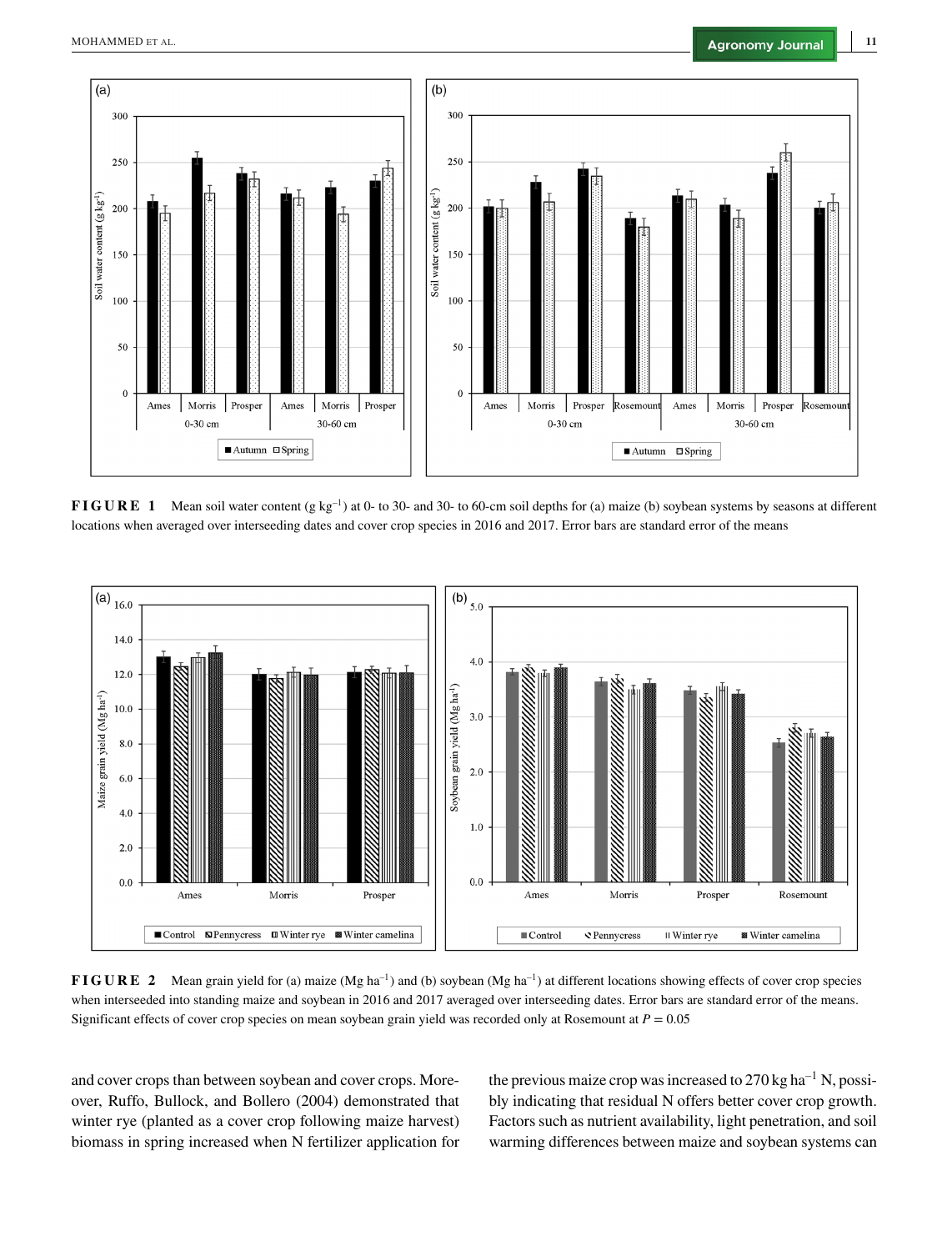**FIGURE 1** Mean soil water content (g $kg^{-1}$) at 0- to 30- and 30- to 60-cm soil depths for (a) maize (b) soybean systems by seasons at different locations when averaged over interseeding dates and cover crop species in 2016 and 2017. Error bars are standard error of the means

**FIGURE 2** Mean grain yield for (a) maize (Mg $ha^{-1}$) and (b) soybean (Mg $ha^{-1}$) at different locations showing effects of cover crop species when interseeded into standing maize and soybean in 2016 and 2017 averaged over interseeding dates. Error bars are standard error of the means. Significant effects of cover crop species on mean soybean grain yield was recorded only at Rosemount at $P = 0.05$

and cover crops than between soybean and cover crops. Moreover, Ruffo, Bullock, and Bollero (2004) demonstrated that winter rye (planted as a cover crop following maize harvest) biomass in spring increased when N fertilizer application for the previous maize crop was increased to 270 kg $ha^{-1}$ N, possibly indicating that residual N offers better cover crop growth. Factors such as nutrient availability, light penetration, and soil warming differences between maize and soybean systems can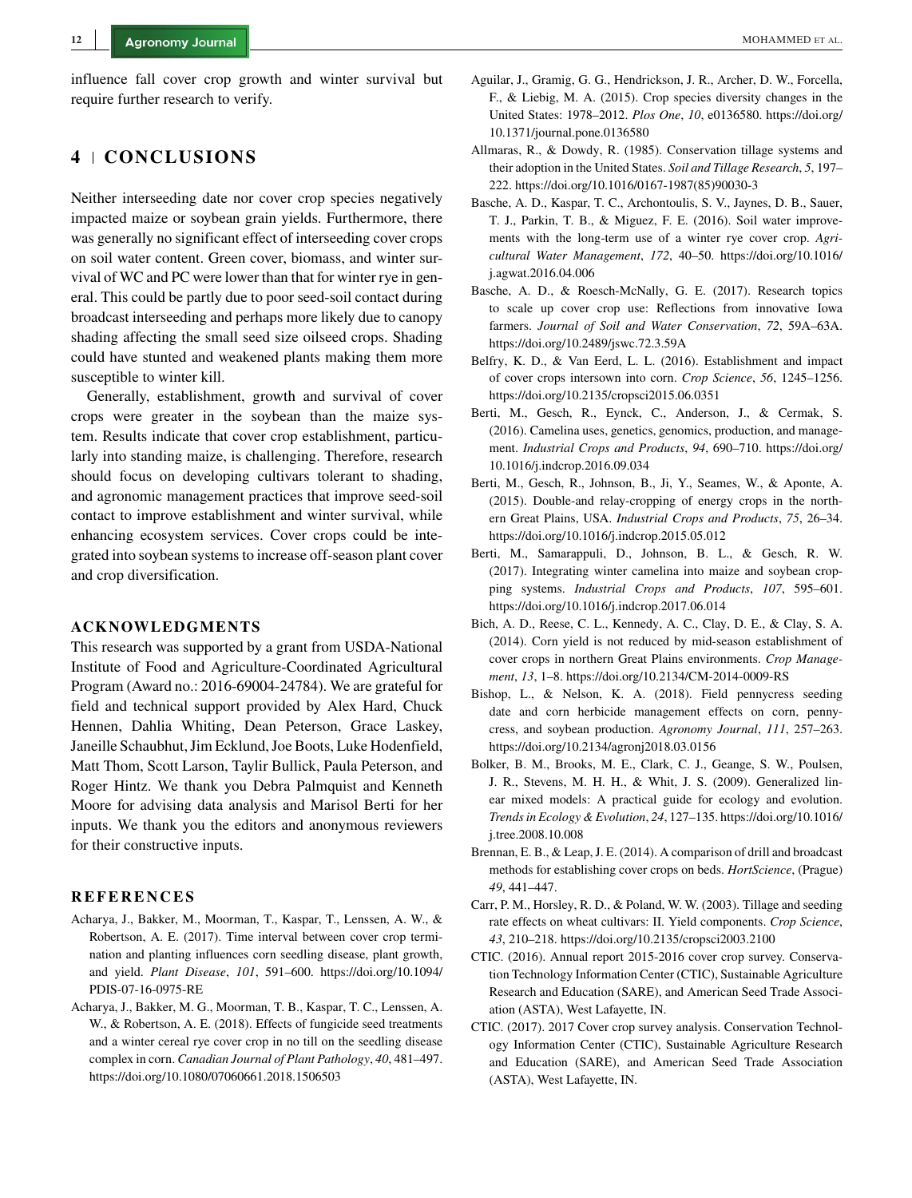influence fall cover crop growth and winter survival but require further research to verify.

## 4 | CONCLUSIONS

Neither interseeding date nor cover crop species negatively impacted maize or soybean grain yields. Furthermore, there was generally no significant effect of interseeding cover crops on soil water content. Green cover, biomass, and winter survival of WC and PC were lower than that for winter rye in general. This could be partly due to poor seed-soil contact during broadcast interseeding and perhaps more likely due to canopy shading affecting the small seed size oilseed crops. Shading could have stunted and weakened plants making them more susceptible to winter kill.

Generally, establishment, growth and survival of cover crops were greater in the soybean than the maize system. Results indicate that cover crop establishment, particularly into standing maize, is challenging. Therefore, research should focus on developing cultivars tolerant to shading, and agronomic management practices that improve seed-soil contact to improve establishment and winter survival, while enhancing ecosystem services. Cover crops could be integrated into soybean systems to increase off-season plant cover and crop diversification.

## ACKNOWLEDGMENTS

This research was supported by a grant from USDA-National Institute of Food and Agriculture-Coordinated Agricultural Program (Award no.: 2016-69004-24784). We are grateful for field and technical support provided by Alex Hard, Chuck Hennen, Dahlia Whiting, Dean Peterson, Grace Laskey, Janeille Schaubhut, Jim Ecklund, Joe Boots, Luke Hodenfield, Matt Thom, Scott Larson, Taylir Bullick, Paula Peterson, and Roger Hintz. We thank you Debra Palmquist and Kenneth Moore for advising data analysis and Marisol Berti for her inputs. We thank you the editors and anonymous reviewers for their constructive inputs.

## REFERENCES

Acharya, J., Bakker, M., Moorman, T., Kaspar, T., Lenssen, A. W., & Robertson, A. E. (2017). Time interval between cover crop termination and planting influences corn seedling disease, plant growth, and yield. *Plant Disease*, *101*, 591–600. https://doi.org/10.1094/PDIS-07-16-0975-RE

Acharya, J., Bakker, M. G., Moorman, T. B., Kaspar, T. C., Lenssen, A. W., & Robertson, A. E. (2018). Effects of fungicide seed treatments and a winter cereal rye cover crop in no till on the seedling disease complex in corn. *Canadian Journal of Plant Pathology*, *40*, 481–497. https://doi.org/10.1080/07060661.2018.1506503

Aguilar, J., Gramig, G. G., Hendrickson, J. R., Archer, D. W., Forcella, F., & Liebig, M. A. (2015). Crop species diversity changes in the United States: 1978–2012. *Plos One*, *10*, e0136580. https://doi.org/10.1371/journal.pone.0136580

Allmaras, R., & Dowdy, R. (1985). Conservation tillage systems and their adoption in the United States. *Soil and Tillage Research*, *5*, 197–222. https://doi.org/10.1016/0167-1987(85)90030-3

Basche, A. D., Kaspar, T. C., Archontoulis, S. V., Jaynes, D. B., Sauer, T. J., Parkin, T. B., & Miguez, F. E. (2016). Soil water improvements with the long-term use of a winter rye cover crop. *Agricultural Water Management*, *172*, 40–50. https://doi.org/10.1016/j.agwat.2016.04.006

Basche, A. D., & Roesch-McNally, G. E. (2017). Research topics to scale up cover crop use: Reflections from innovative Iowa farmers. *Journal of Soil and Water Conservation*, *72*, 59A–63A. https://doi.org/10.2489/jswc.72.3.59A

Belfry, K. D., & Van Eerd, L. L. (2016). Establishment and impact of cover crops intersown into corn. *Crop Science*, *56*, 1245–1256. https://doi.org/10.2135/cropsci2015.06.0351

Berti, M., Gesch, R., Eynck, C., Anderson, J., & Cermak, S. (2016). Camelina uses, genetics, genomics, production, and management. *Industrial Crops and Products*, *94*, 690–710. https://doi.org/10.1016/j.indcrop.2016.09.034

Berti, M., Gesch, R., Johnson, B., Ji, Y., Seames, W., & Aponte, A. (2015). Double-and relay-cropping of energy crops in the northern Great Plains, USA. *Industrial Crops and Products*, *75*, 26–34. https://doi.org/10.1016/j.indcrop.2015.05.012

Berti, M., Samarappuli, D., Johnson, B. L., & Gesch, R. W. (2017). Integrating winter camelina into maize and soybean cropping systems. *Industrial Crops and Products*, *107*, 595–601. https://doi.org/10.1016/j.indcrop.2017.06.014

Bich, A. D., Reese, C. L., Kennedy, A. C., Clay, D. E., & Clay, S. A. (2014). Corn yield is not reduced by mid-season establishment of cover crops in northern Great Plains environments. *Crop Management*, *13*, 1–8. https://doi.org/10.2134/CM-2014-0009-RS

Bishop, L., & Nelson, K. A. (2018). Field pennycress seeding date and corn herbicide management effects on corn, pennycress, and soybean production. *Agronomy Journal*, *111*, 257–263. https://doi.org/10.2134/agronj2018.03.0156

Bolker, B. M., Brooks, M. E., Clark, C. J., Geange, S. W., Poulsen, J. R., Stevens, M. H. H., & Whit, J. S. (2009). Generalized linear mixed models: A practical guide for ecology and evolution. *Trends in Ecology & Evolution*, *24*, 127–135. https://doi.org/10.1016/j.tree.2008.10.008

Brennan, E. B., & Leap, J. E. (2014). A comparison of drill and broadcast methods for establishing cover crops on beds. *HortScience*, (Prague) *49*, 441–447.

Carr, P. M., Horsley, R. D., & Poland, W. W. (2003). Tillage and seeding rate effects on wheat cultivars: II. Yield components. *Crop Science*, *43*, 210–218. https://doi.org/10.2135/cropsci2003.2100

CTIC. (2016). Annual report 2015-2016 cover crop survey. Conservation Technology Information Center (CTIC), Sustainable Agriculture Research and Education (SARE), and American Seed Trade Association (ASTA), West Lafayette, IN.

CTIC. (2017). 2017 Cover crop survey analysis. Conservation Technology Information Center (CTIC), Sustainable Agriculture Research and Education (SARE), and American Seed Trade Association (ASTA), West Lafayette, IN.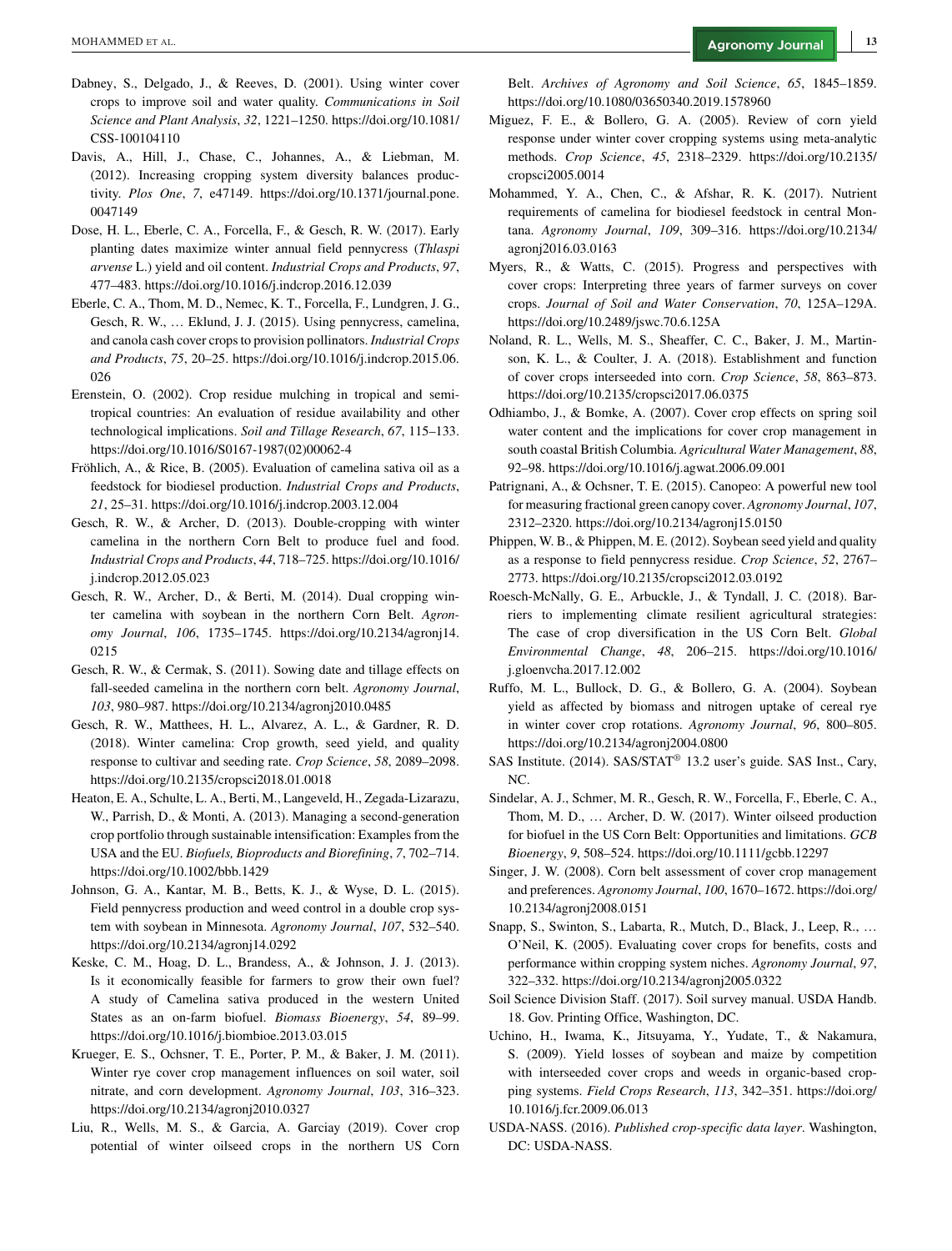Dabney, S., Delgado, J., & Reeves, D. (2001). Using winter cover crops to improve soil and water quality. *Communications in Soil Science and Plant Analysis*, *32*, 1221–1250. https://doi.org/10.1081/CSS-100104110

Davis, A., Hill, J., Chase, C., Johannes, A., & Liebman, M. (2012). Increasing cropping system diversity balances productivity. *Plos One*, *7*, e47149. https://doi.org/10.1371/journal.pone.0047149

Dose, H. L., Eberle, C. A., Forcella, F., & Gesch, R. W. (2017). Early planting dates maximize winter annual field pennycress (*Thlaspi arvense* L.) yield and oil content. *Industrial Crops and Products*, *97*, 477–483. https://doi.org/10.1016/j.indcrop.2016.12.039

Eberle, C. A., Thom, M. D., Nemec, K. T., Forcella, F., Lundgren, J. G., Gesch, R. W., … Eklund, J. J. (2015). Using pennycress, camelina, and canola cash cover crops to provision pollinators. *Industrial Crops and Products*, *75*, 20–25. https://doi.org/10.1016/j.indcrop.2015.06.026

Erenstein, O. (2002). Crop residue mulching in tropical and semi-tropical countries: An evaluation of residue availability and other technological implications. *Soil and Tillage Research*, *67*, 115–133. https://doi.org/10.1016/S0167-1987(02)00062-4

Fröhlich, A., & Rice, B. (2005). Evaluation of camelina sativa oil as a feedstock for biodiesel production. *Industrial Crops and Products*, *21*, 25–31. https://doi.org/10.1016/j.indcrop.2003.12.004

Gesch, R. W., & Archer, D. (2013). Double-cropping with winter camelina in the northern Corn Belt to produce fuel and food. *Industrial Crops and Products*, *44*, 718–725. https://doi.org/10.1016/j.indcrop.2012.05.023

Gesch, R. W., Archer, D., & Berti, M. (2014). Dual cropping winter camelina with soybean in the northern Corn Belt. *Agronomy Journal*, *106*, 1735–1745. https://doi.org/10.2134/agronj14.0215

Gesch, R. W., & Cermak, S. (2011). Sowing date and tillage effects on fall-seeded camelina in the northern corn belt. *Agronomy Journal*, *103*, 980–987. https://doi.org/10.2134/agronj2010.0485

Gesch, R. W., Matthees, H. L., Alvarez, A. L., & Gardner, R. D. (2018). Winter camelina: Crop growth, seed yield, and quality response to cultivar and seeding rate. *Crop Science*, *58*, 2089–2098. https://doi.org/10.2135/cropsci2018.01.0018

Heaton, E. A., Schulte, L. A., Berti, M., Langeveld, H., Zegada-Lizarazu, W., Parrish, D., & Monti, A. (2013). Managing a second-generation crop portfolio through sustainable intensification: Examples from the USA and the EU. *Biofuels, Bioproducts and Biorefining*, *7*, 702–714. https://doi.org/10.1002/bbb.1429

Johnson, G. A., Kantar, M. B., Betts, K. J., & Wyse, D. L. (2015). Field pennycress production and weed control in a double crop system with soybean in Minnesota. *Agronomy Journal*, *107*, 532–540. https://doi.org/10.2134/agronj14.0292

Keske, C. M., Hoag, D. L., Brandess, A., & Johnson, J. J. (2013). Is it economically feasible for farmers to grow their own fuel? A study of Camelina sativa produced in the western United States as an on-farm biofuel. *Biomass Bioenergy*, *54*, 89–99. https://doi.org/10.1016/j.biombioe.2013.03.015

Krueger, E. S., Ochsner, T. E., Porter, P. M., & Baker, J. M. (2011). Winter rye cover crop management influences on soil water, soil nitrate, and corn development. *Agronomy Journal*, *103*, 316–323. https://doi.org/10.2134/agronj2010.0327

Liu, R., Wells, M. S., & Garcia, A. Garciay (2019). Cover crop potential of winter oilseed crops in the northern US Corn Belt. *Archives of Agronomy and Soil Science*, *65*, 1845–1859. https://doi.org/10.1080/03650340.2019.1578960

Miguez, F. E., & Bollero, G. A. (2005). Review of corn yield response under winter cover cropping systems using meta-analytic methods. *Crop Science*, *45*, 2318–2329. https://doi.org/10.2135/cropsci2005.0014

Mohammed, Y. A., Chen, C., & Afshar, R. K. (2017). Nutrient requirements of camelina for biodiesel feedstock in central Montana. *Agronomy Journal*, *109*, 309–316. https://doi.org/10.2134/agronj2016.03.0163

Myers, R., & Watts, C. (2015). Progress and perspectives with cover crops: Interpreting three years of farmer surveys on cover crops. *Journal of Soil and Water Conservation*, *70*, 125A–129A. https://doi.org/10.2489/jswc.70.6.125A

Noland, R. L., Wells, M. S., Sheaffer, C. C., Baker, J. M., Martinson, K. L., & Coulter, J. A. (2018). Establishment and function of cover crops interseeded into corn. *Crop Science*, *58*, 863–873. https://doi.org/10.2135/cropsci2017.06.0375

Odhiambo, J., & Bomke, A. (2007). Cover crop effects on spring soil water content and the implications for cover crop management in south coastal British Columbia. *Agricultural Water Management*, *88*, 92–98. https://doi.org/10.1016/j.agwat.2006.09.001

Patrignani, A., & Ochsner, T. E. (2015). Canopeo: A powerful new tool for measuring fractional green canopy cover. *Agronomy Journal*, *107*, 2312–2320. https://doi.org/10.2134/agronj15.0150

Phippen, W. B., & Phippen, M. E. (2012). Soybean seed yield and quality as a response to field pennycress residue. *Crop Science*, *52*, 2767–2773. https://doi.org/10.2135/cropsci2012.03.0192

Roesch-McNally, G. E., Arbuckle, J., & Tyndall, J. C. (2018). Barriers to implementing climate resilient agricultural strategies: The case of crop diversification in the US Corn Belt. *Global Environmental Change*, *48*, 206–215. https://doi.org/10.1016/j.gloenvcha.2017.12.002

Ruffo, M. L., Bullock, D. G., & Bollero, G. A. (2004). Soybean yield as affected by biomass and nitrogen uptake of cereal rye in winter cover crop rotations. *Agronomy Journal*, *96*, 800–805. https://doi.org/10.2134/agronj2004.0800

SAS Institute. (2014). SAS/STAT® 13.2 user's guide. SAS Inst., Cary, NC.

Sindelar, A. J., Schmer, M. R., Gesch, R. W., Forcella, F., Eberle, C. A., Thom, M. D., … Archer, D. W. (2017). Winter oilseed production for biofuel in the US Corn Belt: Opportunities and limitations. *GCB Bioenergy*, *9*, 508–524. https://doi.org/10.1111/gcbb.12297

Singer, J. W. (2008). Corn belt assessment of cover crop management and preferences. *Agronomy Journal*, *100*, 1670–1672. https://doi.org/10.2134/agronj2008.0151

Snapp, S., Swinton, S., Labarta, R., Mutch, D., Black, J., Leep, R., … O'Neil, K. (2005). Evaluating cover crops for benefits, costs and performance within cropping system niches. *Agronomy Journal*, *97*, 322–332. https://doi.org/10.2134/agronj2005.0322

Soil Science Division Staff. (2017). Soil survey manual. USDA Handb. 18. Gov. Printing Office, Washington, DC.

Uchino, H., Iwama, K., Jitsuyama, Y., Yudate, T., & Nakamura, S. (2009). Yield losses of soybean and maize by competition with interseeded cover crops and weeds in organic-based cropping systems. *Field Crops Research*, *113*, 342–351. https://doi.org/10.1016/j.fcr.2009.06.013

USDA-NASS. (2016). *Published crop-specific data layer*. Washington, DC: USDA-NASS.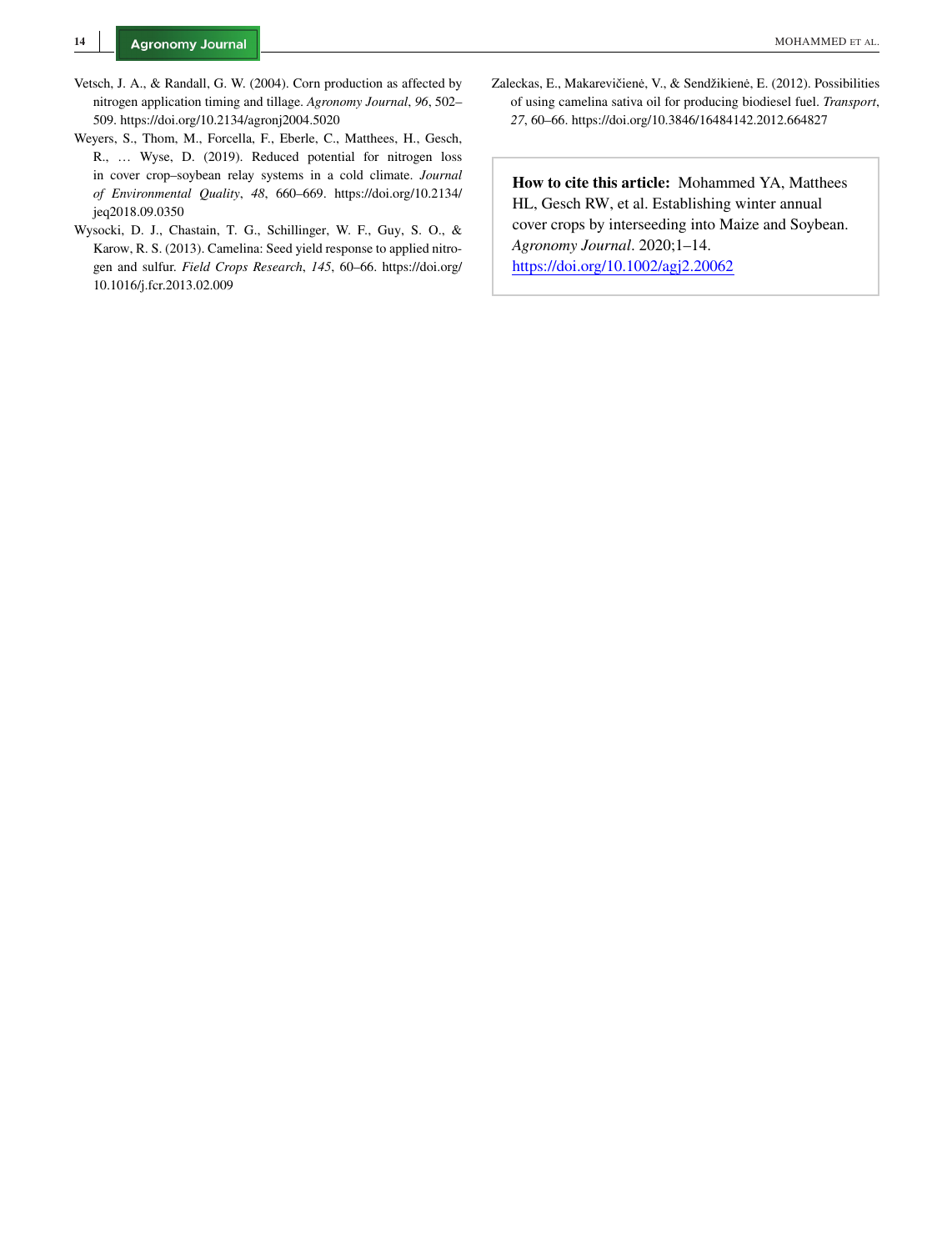Vetsch, J. A., & Randall, G. W. (2004). Corn production as affected by nitrogen application timing and tillage. *Agronomy Journal*, *96*, 502–509. https://doi.org/10.2134/agronj2004.5020

Weyers, S., Thom, M., Forcella, F., Eberle, C., Matthees, H., Gesch, R., … Wyse, D. (2019). Reduced potential for nitrogen loss in cover crop–soybean relay systems in a cold climate. *Journal of Environmental Quality*, *48*, 660–669. https://doi.org/10.2134/jeq2018.09.0350

Wysocki, D. J., Chastain, T. G., Schillinger, W. F., Guy, S. O., & Karow, R. S. (2013). Camelina: Seed yield response to applied nitrogen and sulfur. *Field Crops Research*, *145*, 60–66. https://doi.org/10.1016/j.fcr.2013.02.009

Zaleckas, E., Makarevičienė, V., & Sendžikienė, E. (2012). Possibilities of using camelina sativa oil for producing biodiesel fuel. *Transport*, *27*, 60–66. https://doi.org/10.3846/16484142.2012.664827

**How to cite this article:** Mohammed YA, Matthees HL, Gesch RW, et al. Establishing winter annual cover crops by interseeding into Maize and Soybean. *Agronomy Journal*. 2020;1–14. https://doi.org/10.1002/agj2.20062